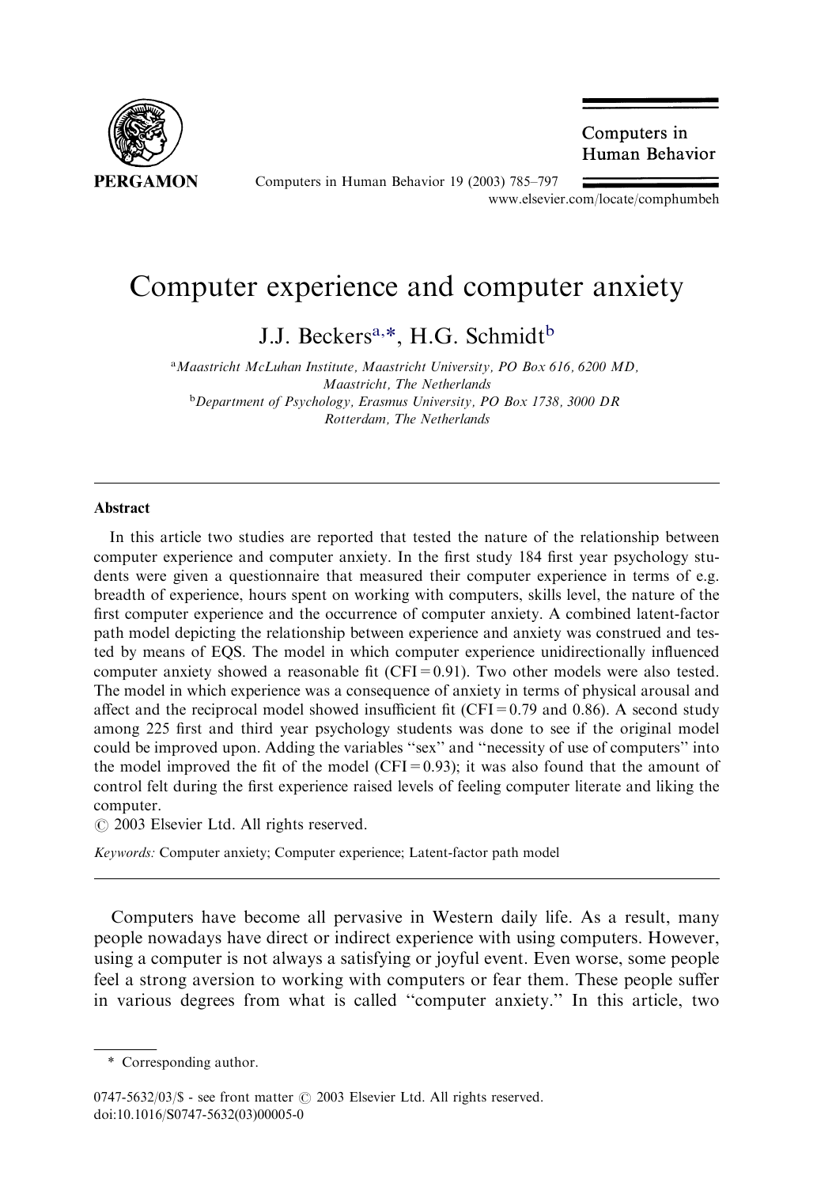# Computer experience and computer anxiety

J.J. Beckers[a,*], H.G. Schmidt[b]

[a]*Maastricht McLuhan Institute, Maastricht University, PO Box 616, 6200 MD, Maastricht, The Netherlands*

[b]*Department of Psychology, Erasmus University, PO Box 1738, 3000 DR Rotterdam, The Netherlands*

## Abstract

In this article two studies are reported that tested the nature of the relationship between computer experience and computer anxiety. In the first study 184 first year psychology students were given a questionnaire that measured their computer experience in terms of e.g. breadth of experience, hours spent on working with computers, skills level, the nature of the first computer experience and the occurrence of computer anxiety. A combined latent-factor path model depicting the relationship between experience and anxiety was construed and tested by means of EQS. The model in which computer experience unidirectionally influenced computer anxiety showed a reasonable fit (CFI = 0.91). Two other models were also tested. The model in which experience was a consequence of anxiety in terms of physical arousal and affect and the reciprocal model showed insufficient fit (CFI = 0.79 and 0.86). A second study among 225 first and third year psychology students was done to see if the original model could be improved upon. Adding the variables "sex" and "necessity of use of computers" into the model improved the fit of the model (CFI = 0.93); it was also found that the amount of control felt during the first experience raised levels of feeling computer literate and liking the computer.

© 2003 Elsevier Ltd. All rights reserved.

*Keywords:* Computer anxiety; Computer experience; Latent-factor path model

Computers have become all pervasive in Western daily life. As a result, many people nowadays have direct or indirect experience with using computers. However, using a computer is not always a satisfying or joyful event. Even worse, some people feel a strong aversion to working with computers or fear them. These people suffer in various degrees from what is called "computer anxiety." In this article, two

\* Corresponding author.

0747-5632/03/$ - see front matter © 2003 Elsevier Ltd. All rights reserved.
doi:10.1016/S0747-5632(03)00005-0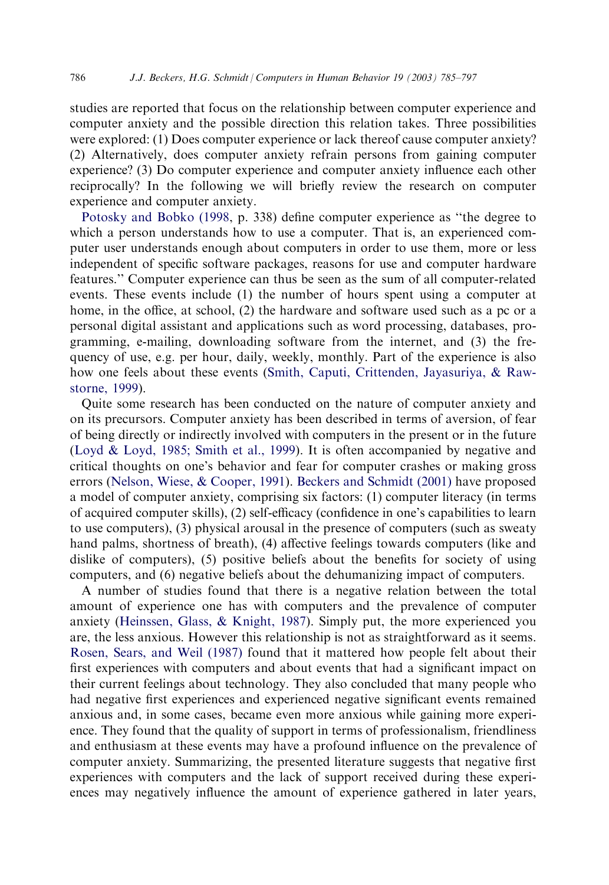studies are reported that focus on the relationship between computer experience and computer anxiety and the possible direction this relation takes. Three possibilities were explored: (1) Does computer experience or lack thereof cause computer anxiety? (2) Alternatively, does computer anxiety refrain persons from gaining computer experience? (3) Do computer experience and computer anxiety influence each other reciprocally? In the following we will briefly review the research on computer experience and computer anxiety.

Potosky and Bobko (1998, p. 338) define computer experience as "the degree to which a person understands how to use a computer. That is, an experienced computer user understands enough about computers in order to use them, more or less independent of specific software packages, reasons for use and computer hardware features." Computer experience can thus be seen as the sum of all computer-related events. These events include (1) the number of hours spent using a computer at home, in the office, at school, (2) the hardware and software used such as a pc or a personal digital assistant and applications such as word processing, databases, programming, e-mailing, downloading software from the internet, and (3) the frequency of use, e.g. per hour, daily, weekly, monthly. Part of the experience is also how one feels about these events (Smith, Caputi, Crittenden, Jayasuriya, & Rawstorne, 1999).

Quite some research has been conducted on the nature of computer anxiety and on its precursors. Computer anxiety has been described in terms of aversion, of fear of being directly or indirectly involved with computers in the present or in the future (Loyd & Loyd, 1985; Smith et al., 1999). It is often accompanied by negative and critical thoughts on one's behavior and fear for computer crashes or making gross errors (Nelson, Wiese, & Cooper, 1991). Beckers and Schmidt (2001) have proposed a model of computer anxiety, comprising six factors: (1) computer literacy (in terms of acquired computer skills), (2) self-efficacy (confidence in one's capabilities to learn to use computers), (3) physical arousal in the presence of computers (such as sweaty hand palms, shortness of breath), (4) affective feelings towards computers (like and dislike of computers), (5) positive beliefs about the benefits for society of using computers, and (6) negative beliefs about the dehumanizing impact of computers.

A number of studies found that there is a negative relation between the total amount of experience one has with computers and the prevalence of computer anxiety (Heinssen, Glass, & Knight, 1987). Simply put, the more experienced you are, the less anxious. However this relationship is not as straightforward as it seems. Rosen, Sears, and Weil (1987) found that it mattered how people felt about their first experiences with computers and about events that had a significant impact on their current feelings about technology. They also concluded that many people who had negative first experiences and experienced negative significant events remained anxious and, in some cases, became even more anxious while gaining more experience. They found that the quality of support in terms of professionalism, friendliness and enthusiasm at these events may have a profound influence on the prevalence of computer anxiety. Summarizing, the presented literature suggests that negative first experiences with computers and the lack of support received during these experiences may negatively influence the amount of experience gathered in later years,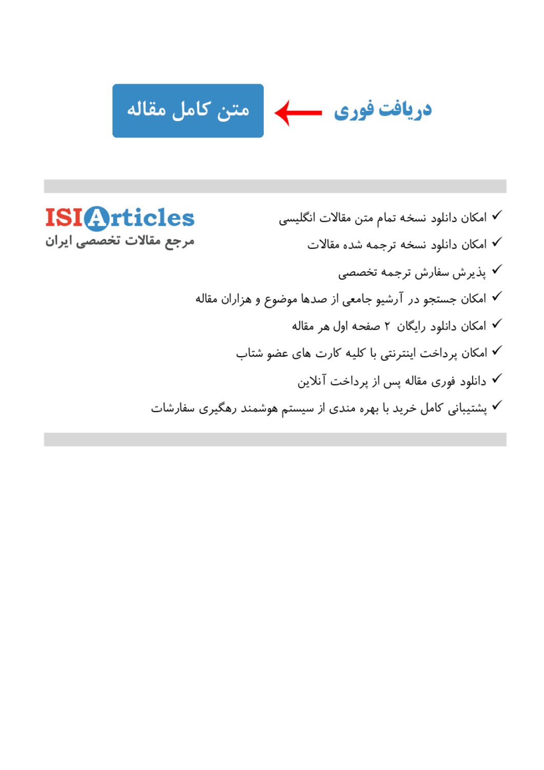دریافت فوری ← **متن کامل مقاله**

**ISIArticles**
مرجع مقالات تخصصی ایران

- ✓ امکان دانلود نسخه تمام متن مقالات انگلیسی
- ✓ امکان دانلود نسخه ترجمه شده مقالات
- ✓ پذیرش سفارش ترجمه تخصصی
- ✓ امکان جستجو در آرشیو جامعی از صدها موضوع و هزاران مقاله
- ✓ امکان دانلود رایگان ۲ صفحه اول هر مقاله
- ✓ امکان پرداخت اینترنتی با کلیه کارت های عضو شتاب
- ✓ دانلود فوری مقاله پس از پرداخت آنلاین
- ✓ پشتیبانی کامل خرید با بهره مندی از سیستم هوشمند رهگیری سفارشات